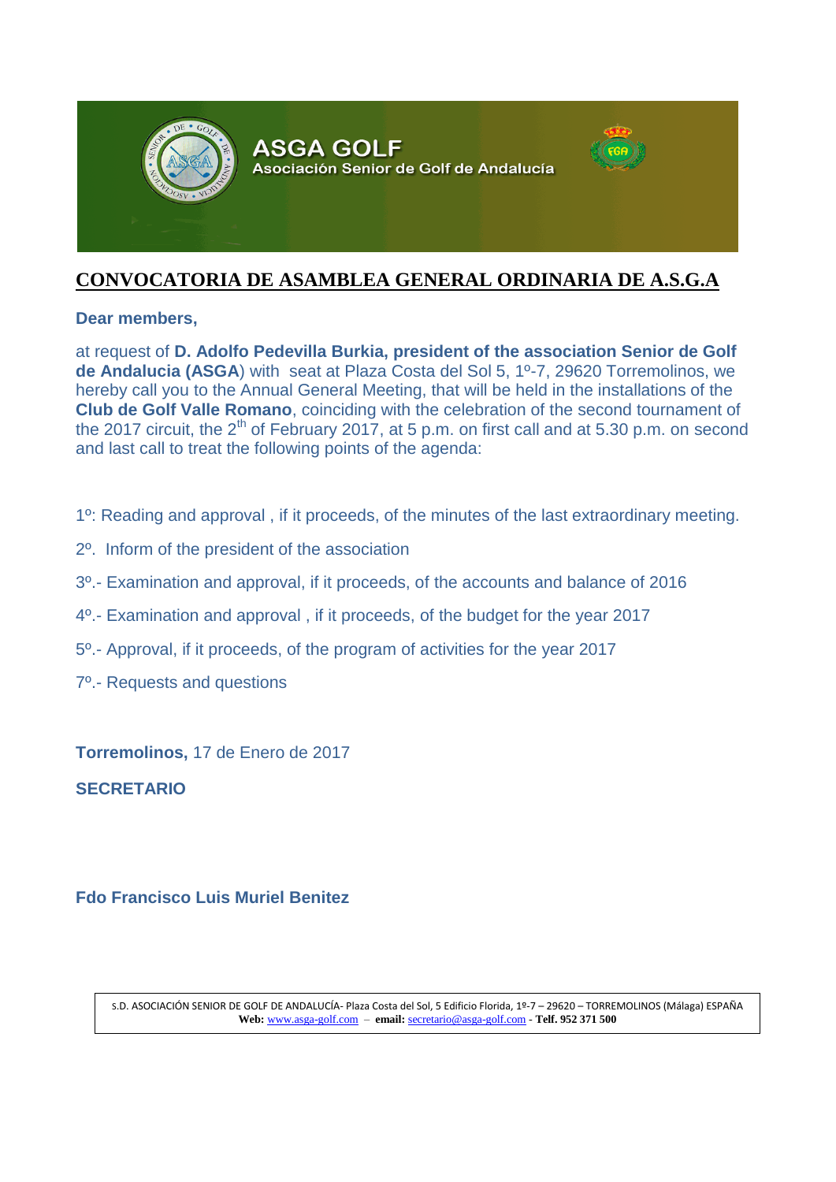ASGA GOLF
Asociación Senior de Golf de Andalucía

# CONVOCATORIA DE ASAMBLEA GENERAL ORDINARIA DE A.S.G.A

**Dear members,**

at request of **D. Adolfo Pedevilla Burkia, president of the association Senior de Golf de Andalucia (ASGA**) with seat at Plaza Costa del Sol 5, 1º-7, 29620 Torremolinos, we hereby call you to the Annual General Meeting, that will be held in the installations of the **Club de Golf Valle Romano**, coinciding with the celebration of the second tournament of the 2017 circuit, the 2th of February 2017, at 5 p.m. on first call and at 5.30 p.m. on second and last call to treat the following points of the agenda:

1º: Reading and approval , if it proceeds, of the minutes of the last extraordinary meeting.

2º. Inform of the president of the association

3º.- Examination and approval, if it proceeds, of the accounts and balance of 2016

4º.- Examination and approval , if it proceeds, of the budget for the year 2017

5º.- Approval, if it proceeds, of the program of activities for the year 2017

7º.- Requests and questions

**Torremolinos,** 17 de Enero de 2017

**SECRETARIO**

**Fdo Francisco Luis Muriel Benitez**

S.D. ASOCIACIÓN SENIOR DE GOLF DE ANDALUCÍA- Plaza Costa del Sol, 5 Edificio Florida, 1º-7 – 29620 – TORREMOLINOS (Málaga) ESPAÑA
**Web:** www.asga-golf.com – **email:** secretario@asga-golf.com - **Telf. 952 371 500**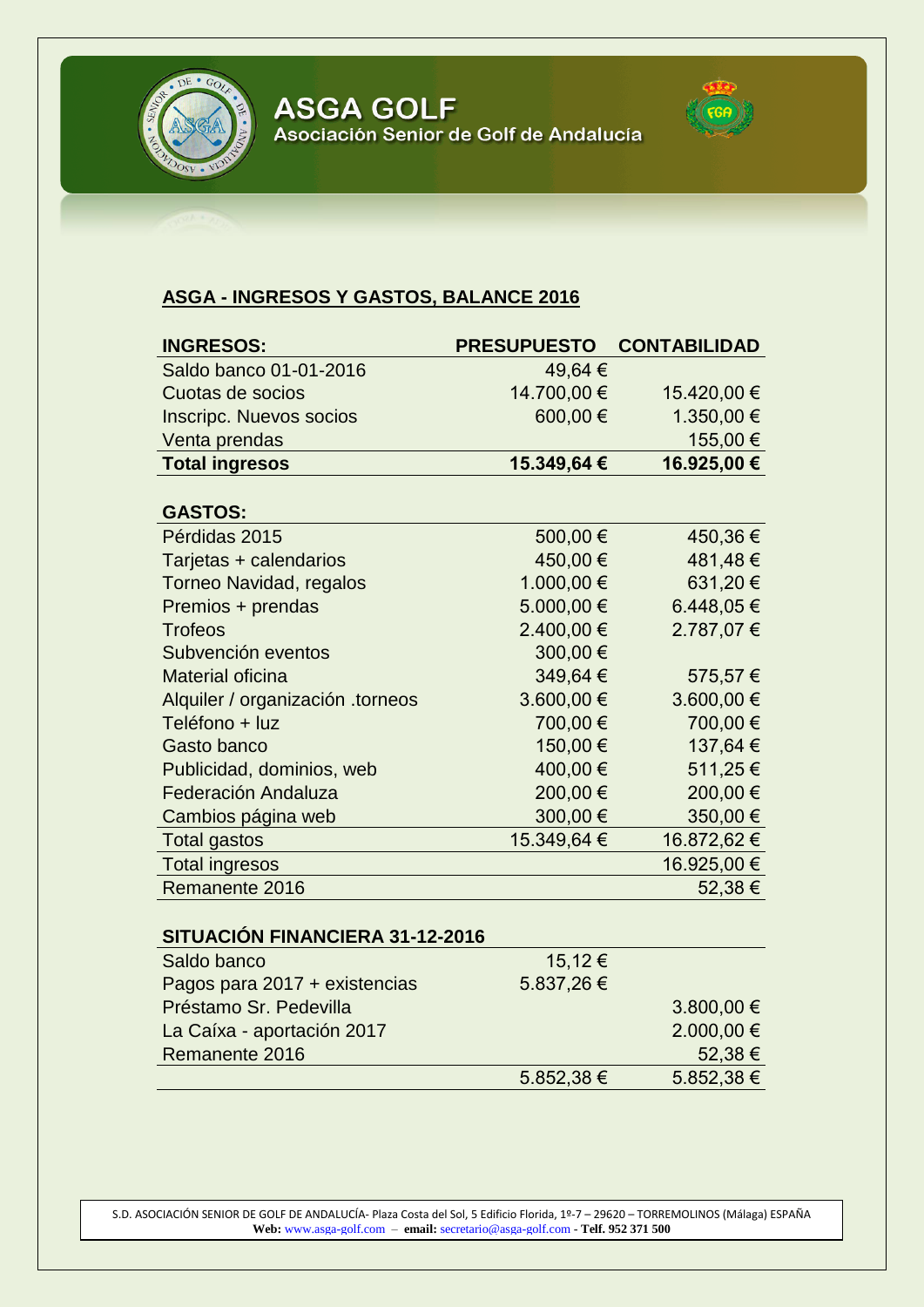# ASGA GOLF

Asociación Senior de Golf de Andalucía

## ASGA - INGRESOS Y GASTOS, BALANCE 2016

| INGRESOS: | PRESUPUESTO | CONTABILIDAD |
|---|---|---|
| Saldo banco 01-01-2016 | 49,64 € | |
| Cuotas de socios | 14.700,00 € | 15.420,00 € |
| Inscripc. Nuevos socios | 600,00 € | 1.350,00 € |
| Venta prendas | | 155,00 € |
| **Total ingresos** | **15.349,64 €** | **16.925,00 €** |

| GASTOS: | | |
|---|---|---|
| Pérdidas 2015 | 500,00 € | 450,36 € |
| Tarjetas + calendarios | 450,00 € | 481,48 € |
| Torneo Navidad, regalos | 1.000,00 € | 631,20 € |
| Premios + prendas | 5.000,00 € | 6.448,05 € |
| Trofeos | 2.400,00 € | 2.787,07 € |
| Subvención eventos | 300,00 € | |
| Material oficina | 349,64 € | 575,57 € |
| Alquiler / organización .torneos | 3.600,00 € | 3.600,00 € |
| Teléfono + luz | 700,00 € | 700,00 € |
| Gasto banco | 150,00 € | 137,64 € |
| Publicidad, dominios, web | 400,00 € | 511,25 € |
| Federación Andaluza | 200,00 € | 200,00 € |
| Cambios página web | 300,00 € | 350,00 € |
| Total gastos | 15.349,64 € | 16.872,62 € |
| Total ingresos | | 16.925,00 € |
| Remanente 2016 | | 52,38 € |

| SITUACIÓN FINANCIERA 31-12-2016 | | |
|---|---|---|
| Saldo banco | 15,12 € | |
| Pagos para 2017 + existencias | 5.837,26 € | |
| Préstamo Sr. Pedevilla | | 3.800,00 € |
| La Caíxa - aportación 2017 | | 2.000,00 € |
| Remanente 2016 | | 52,38 € |
| | 5.852,38 € | 5.852,38 € |

S.D. ASOCIACIÓN SENIOR DE GOLF DE ANDALUCÍA- Plaza Costa del Sol, 5 Edificio Florida, 1º-7 – 29620 – TORREMOLINOS (Málaga) ESPAÑA
**Web:** www.asga-golf.com – **email:** secretario@asga-golf.com - **Telf. 952 371 500**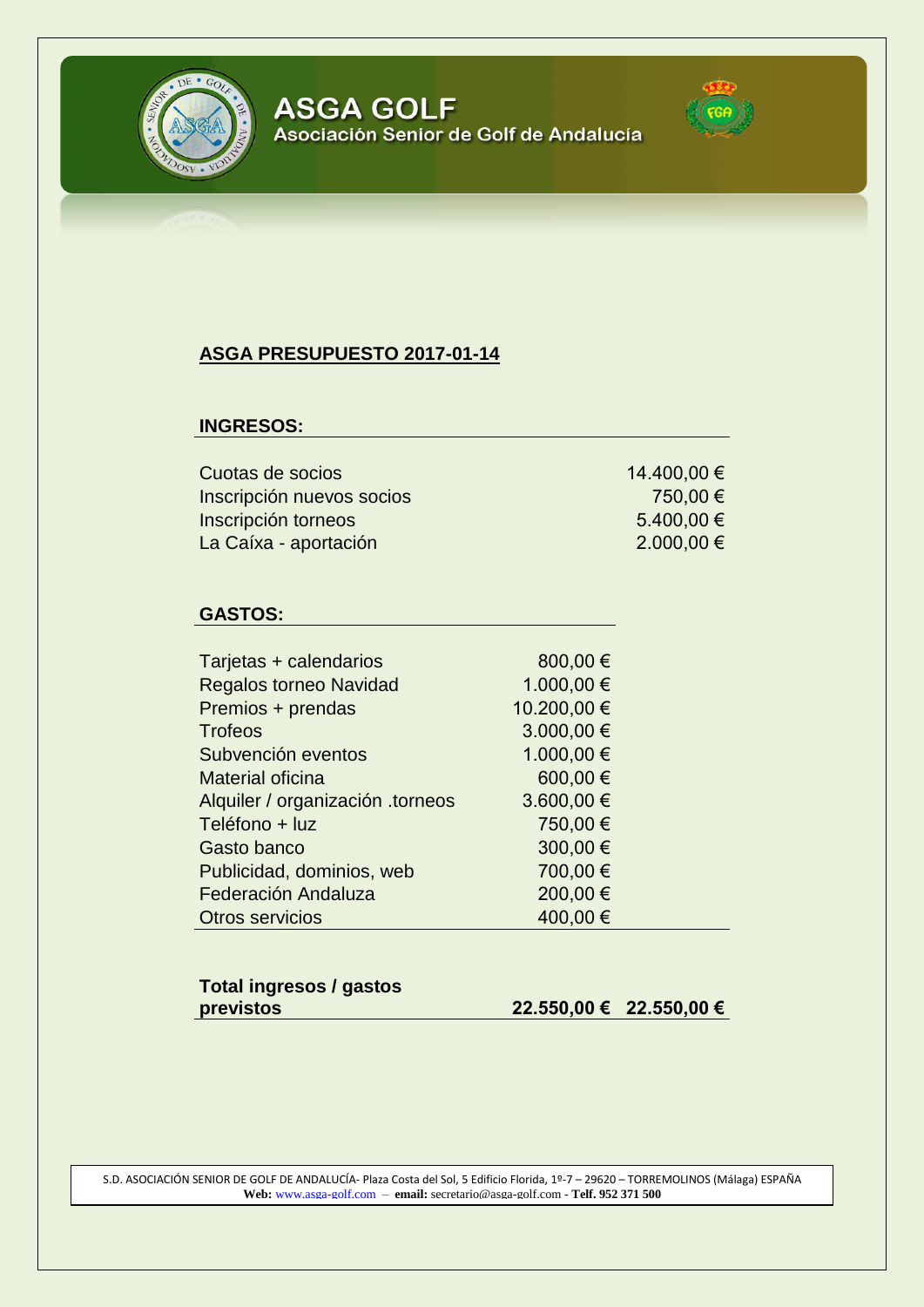# ASGA GOLF

Asociación Senior de Golf de Andalucía

## ASGA PRESUPUESTO 2017-01-14

### INGRESOS:

| | |
|---|---|
| Cuotas de socios | 14.400,00 € |
| Inscripción nuevos socios | 750,00 € |
| Inscripción torneos | 5.400,00 € |
| La Caíxa - aportación | 2.000,00 € |

### GASTOS:

| | |
|---|---|
| Tarjetas + calendarios | 800,00 € |
| Regalos torneo Navidad | 1.000,00 € |
| Premios + prendas | 10.200,00 € |
| Trofeos | 3.000,00 € |
| Subvención eventos | 1.000,00 € |
| Material oficina | 600,00 € |
| Alquiler / organización .torneos | 3.600,00 € |
| Teléfono + luz | 750,00 € |
| Gasto banco | 300,00 € |
| Publicidad, dominios, web | 700,00 € |
| Federación Andaluza | 200,00 € |
| Otros servicios | 400,00 € |

| | | |
|---|---|---|
| **Total ingresos / gastos previstos** | **22.550,00 €** | **22.550,00 €** |

S.D. ASOCIACIÓN SENIOR DE GOLF DE ANDALUCÍA- Plaza Costa del Sol, 5 Edificio Florida, 1º-7 – 29620 – TORREMOLINOS (Málaga) ESPAÑA
**Web:** www.asga-golf.com – **email:** secretario@asga-golf.com - **Telf. 952 371 500**